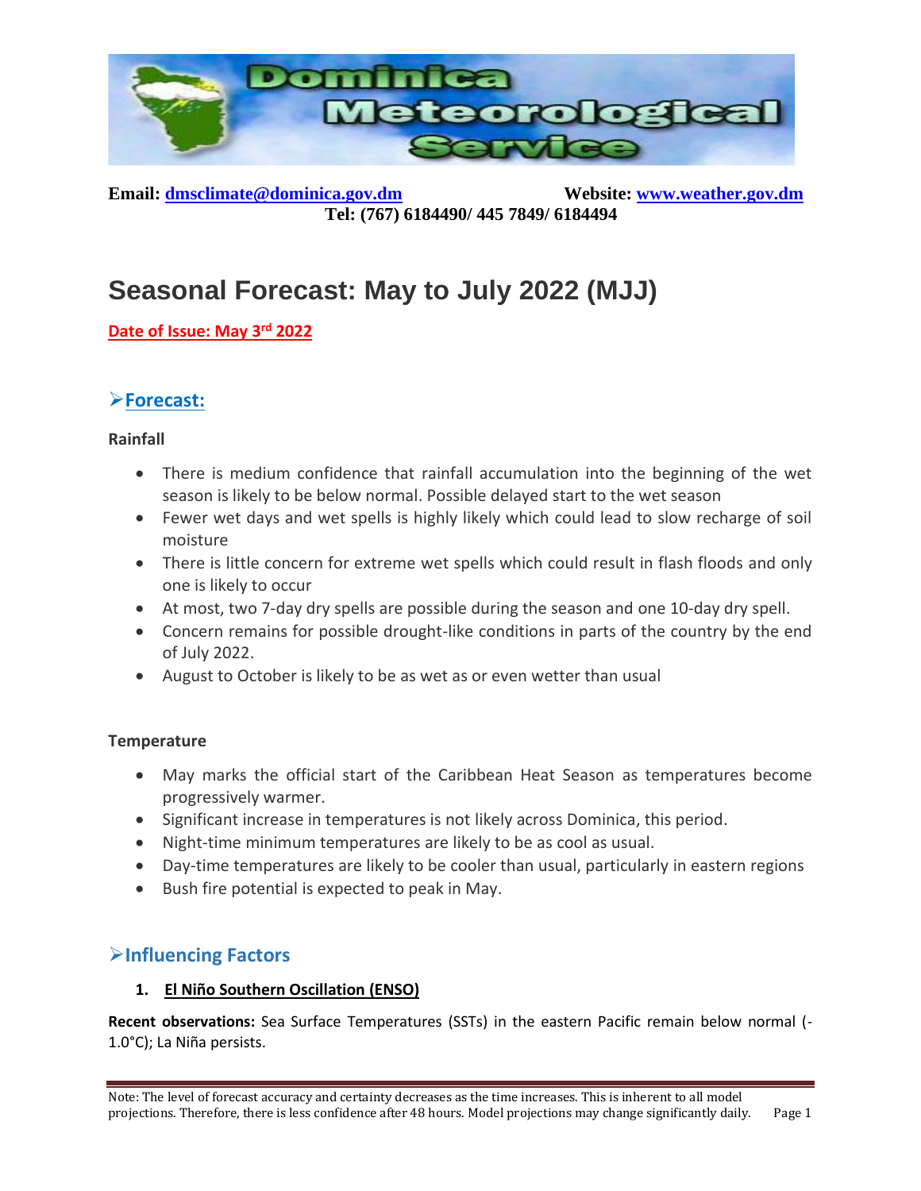**Email:** dmsclimate@dominica.gov.dm **Website:** www.weather.gov.dm
**Tel: (767) 6184490/ 445 7849/ 6184494**

# Seasonal Forecast: May to July 2022 (MJJ)

**Date of Issue: May 3rd 2022**

## Forecast:

**Rainfall**

- There is medium confidence that rainfall accumulation into the beginning of the wet season is likely to be below normal. Possible delayed start to the wet season
- Fewer wet days and wet spells is highly likely which could lead to slow recharge of soil moisture
- There is little concern for extreme wet spells which could result in flash floods and only one is likely to occur
- At most, two 7-day dry spells are possible during the season and one 10-day dry spell.
- Concern remains for possible drought-like conditions in parts of the country by the end of July 2022.
- August to October is likely to be as wet as or even wetter than usual

**Temperature**

- May marks the official start of the Caribbean Heat Season as temperatures become progressively warmer.
- Significant increase in temperatures is not likely across Dominica, this period.
- Night-time minimum temperatures are likely to be as cool as usual.
- Day-time temperatures are likely to be cooler than usual, particularly in eastern regions
- Bush fire potential is expected to peak in May.

## Influencing Factors

### 1. El Niño Southern Oscillation (ENSO)

**Recent observations:** Sea Surface Temperatures (SSTs) in the eastern Pacific remain below normal (-1.0°C); La Niña persists.

Note: The level of forecast accuracy and certainty decreases as the time increases. This is inherent to all model projections. Therefore, there is less confidence after 48 hours. Model projections may change significantly daily.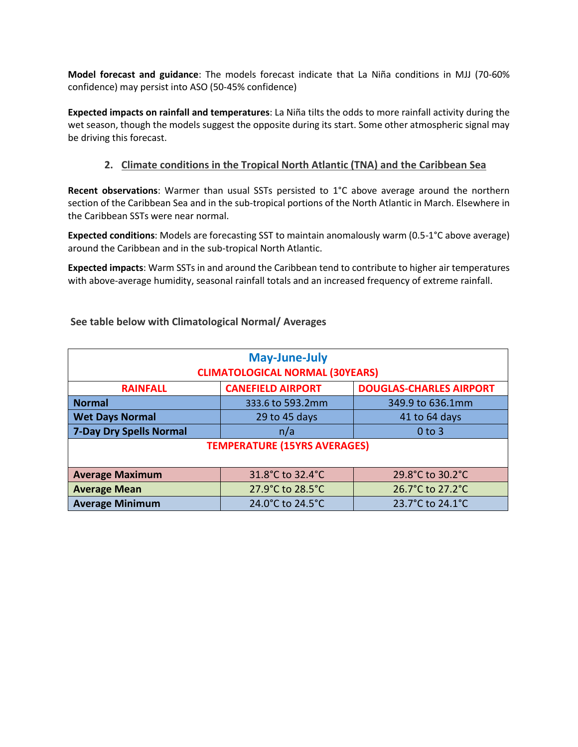**Model forecast and guidance**: The models forecast indicate that La Niña conditions in MJJ (70-60% confidence) may persist into ASO (50-45% confidence)

**Expected impacts on rainfall and temperatures**: La Niña tilts the odds to more rainfall activity during the wet season, though the models suggest the opposite during its start. Some other atmospheric signal may be driving this forecast.

## 2. Climate conditions in the Tropical North Atlantic (TNA) and the Caribbean Sea

**Recent observations**: Warmer than usual SSTs persisted to 1°C above average around the northern section of the Caribbean Sea and in the sub-tropical portions of the North Atlantic in March. Elsewhere in the Caribbean SSTs were near normal.

**Expected conditions**: Models are forecasting SST to maintain anomalously warm (0.5-1°C above average) around the Caribbean and in the sub-tropical North Atlantic.

**Expected impacts**: Warm SSTs in and around the Caribbean tend to contribute to higher air temperatures with above-average humidity, seasonal rainfall totals and an increased frequency of extreme rainfall.

**See table below with Climatological Normal/ Averages**

| May-June-July CLIMATOLOGICAL NORMAL (30YEARS) | | |
|---|---|---|
| **RAINFALL** | **CANEFIELD AIRPORT** | **DOUGLAS-CHARLES AIRPORT** |
| **Normal** | 333.6 to 593.2mm | 349.9 to 636.1mm |
| **Wet Days Normal** | 29 to 45 days | 41 to 64 days |
| **7-Day Dry Spells Normal** | n/a | 0 to 3 |
| **TEMPERATURE (15YRS AVERAGES)** | | |
| **Average Maximum** | 31.8°C to 32.4°C | 29.8°C to 30.2°C |
| **Average Mean** | 27.9°C to 28.5°C | 26.7°C to 27.2°C |
| **Average Minimum** | 24.0°C to 24.5°C | 23.7°C to 24.1°C |